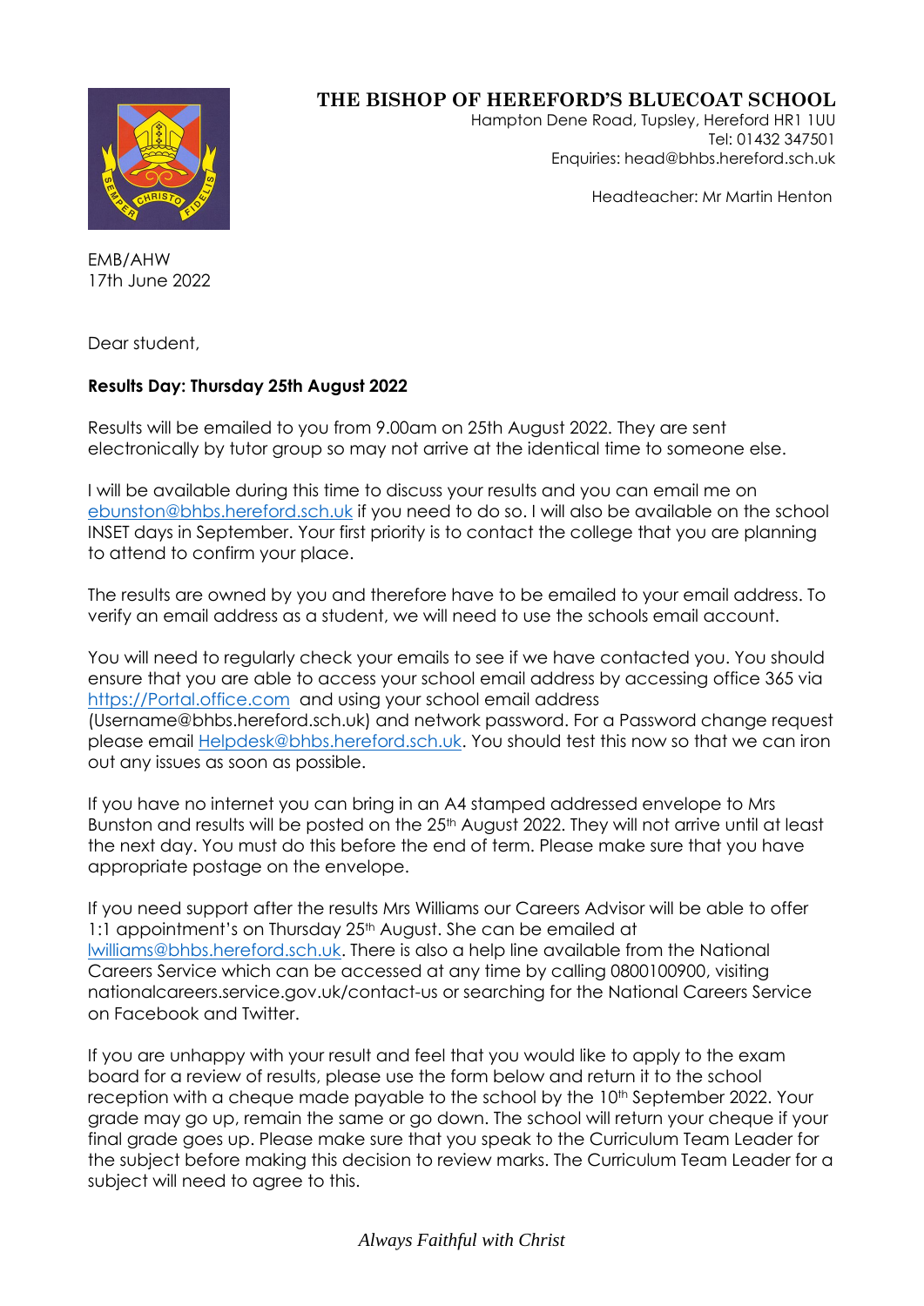**THE BISHOP OF HEREFORD'S BLUECOAT SCHOOL**
Hampton Dene Road, Tupsley, Hereford HR1 1UU
Tel: 01432 347501
Enquiries: head@bhbs.hereford.sch.uk

Headteacher: Mr Martin Henton

EMB/AHW
17th June 2022

Dear student,

**Results Day: Thursday 25th August 2022**

Results will be emailed to you from 9.00am on 25th August 2022. They are sent electronically by tutor group so may not arrive at the identical time to someone else.

I will be available during this time to discuss your results and you can email me on ebunston@bhbs.hereford.sch.uk if you need to do so. I will also be available on the school INSET days in September. Your first priority is to contact the college that you are planning to attend to confirm your place.

The results are owned by you and therefore have to be emailed to your email address. To verify an email address as a student, we will need to use the schools email account.

You will need to regularly check your emails to see if we have contacted you. You should ensure that you are able to access your school email address by accessing office 365 via https://Portal.office.com and using your school email address (Username@bhbs.hereford.sch.uk) and network password. For a Password change request please email Helpdesk@bhbs.hereford.sch.uk. You should test this now so that we can iron out any issues as soon as possible.

If you have no internet you can bring in an A4 stamped addressed envelope to Mrs Bunston and results will be posted on the 25th August 2022. They will not arrive until at least the next day. You must do this before the end of term. Please make sure that you have appropriate postage on the envelope.

If you need support after the results Mrs Williams our Careers Advisor will be able to offer 1:1 appointment's on Thursday 25th August. She can be emailed at lwilliams@bhbs.hereford.sch.uk. There is also a help line available from the National Careers Service which can be accessed at any time by calling 0800100900, visiting nationalcareers.service.gov.uk/contact-us or searching for the National Careers Service on Facebook and Twitter.

If you are unhappy with your result and feel that you would like to apply to the exam board for a review of results, please use the form below and return it to the school reception with a cheque made payable to the school by the 10th September 2022. Your grade may go up, remain the same or go down. The school will return your cheque if your final grade goes up. Please make sure that you speak to the Curriculum Team Leader for the subject before making this decision to review marks. The Curriculum Team Leader for a subject will need to agree to this.

*Always Faithful with Christ*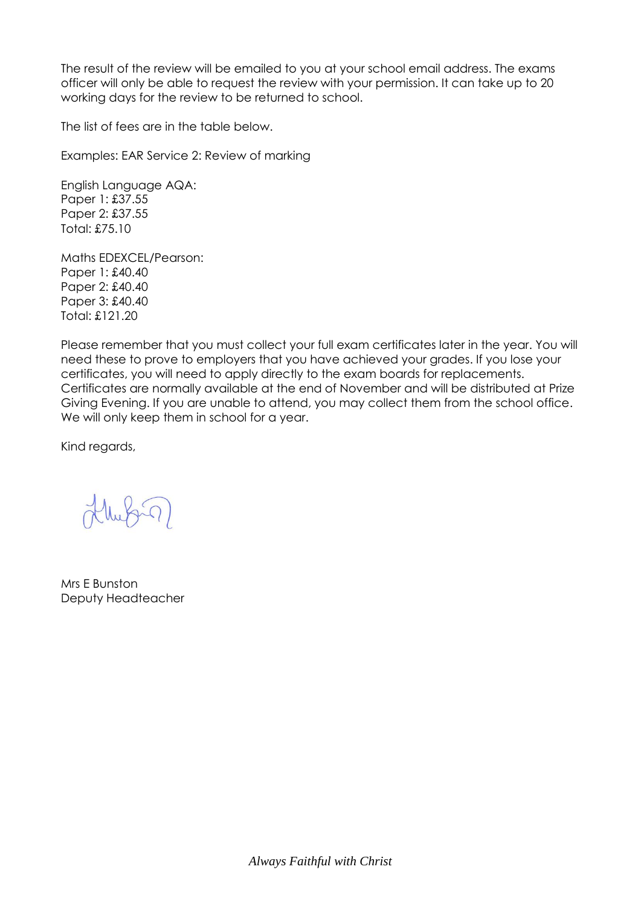The result of the review will be emailed to you at your school email address. The exams officer will only be able to request the review with your permission. It can take up to 20 working days for the review to be returned to school.

The list of fees are in the table below.

Examples: EAR Service 2: Review of marking

English Language AQA:
Paper 1: £37.55
Paper 2: £37.55
Total: £75.10

Maths EDEXCEL/Pearson:
Paper 1: £40.40
Paper 2: £40.40
Paper 3: £40.40
Total: £121.20

Please remember that you must collect your full exam certificates later in the year. You will need these to prove to employers that you have achieved your grades. If you lose your certificates, you will need to apply directly to the exam boards for replacements. Certificates are normally available at the end of November and will be distributed at Prize Giving Evening. If you are unable to attend, you may collect them from the school office. We will only keep them in school for a year.

Kind regards,

Mrs E Bunston
Deputy Headteacher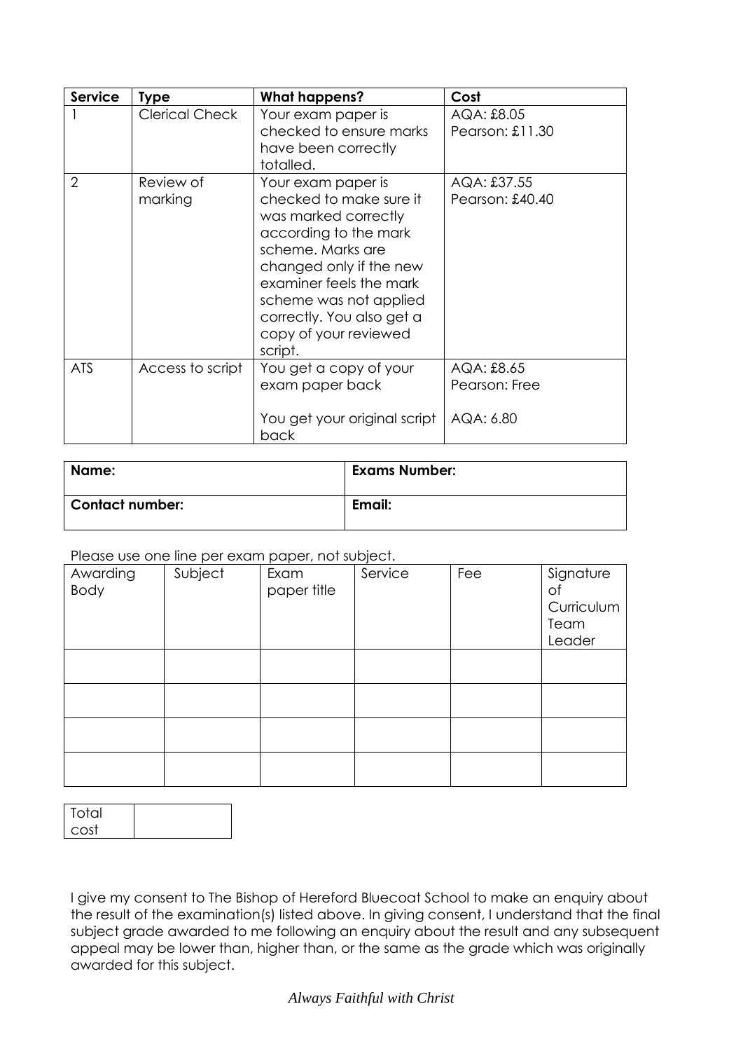| **Service** | **Type** | **What happens?** | **Cost** |
| --- | --- | --- | --- |
| 1 | Clerical Check | Your exam paper is checked to ensure marks have been correctly totalled. | AQA: £8.05<br>Pearson: £11.30 |
| 2 | Review of marking | Your exam paper is checked to make sure it was marked correctly according to the mark scheme. Marks are changed only if the new examiner feels the mark scheme was not applied correctly. You also get a copy of your reviewed script. | AQA: £37.55<br>Pearson: £40.40 |
| ATS | Access to script | You get a copy of your exam paper back<br><br>You get your original script back | AQA: £8.65<br>Pearson: Free<br><br>AQA: 6.80 |

| **Name:** | **Exams Number:** |
| --- | --- |
| **Contact number:** | **Email:** |

Please use one line per exam paper, not subject.

| Awarding Body | Subject | Exam paper title | Service | Fee | Signature of Curriculum Team Leader |
| --- | --- | --- | --- | --- | --- |
| | | | | | |
| | | | | | |
| | | | | | |
| | | | | | |

| Total cost | |
| --- | --- |

I give my consent to The Bishop of Hereford Bluecoat School to make an enquiry about the result of the examination(s) listed above. In giving consent, I understand that the final subject grade awarded to me following an enquiry about the result and any subsequent appeal may be lower than, higher than, or the same as the grade which was originally awarded for this subject.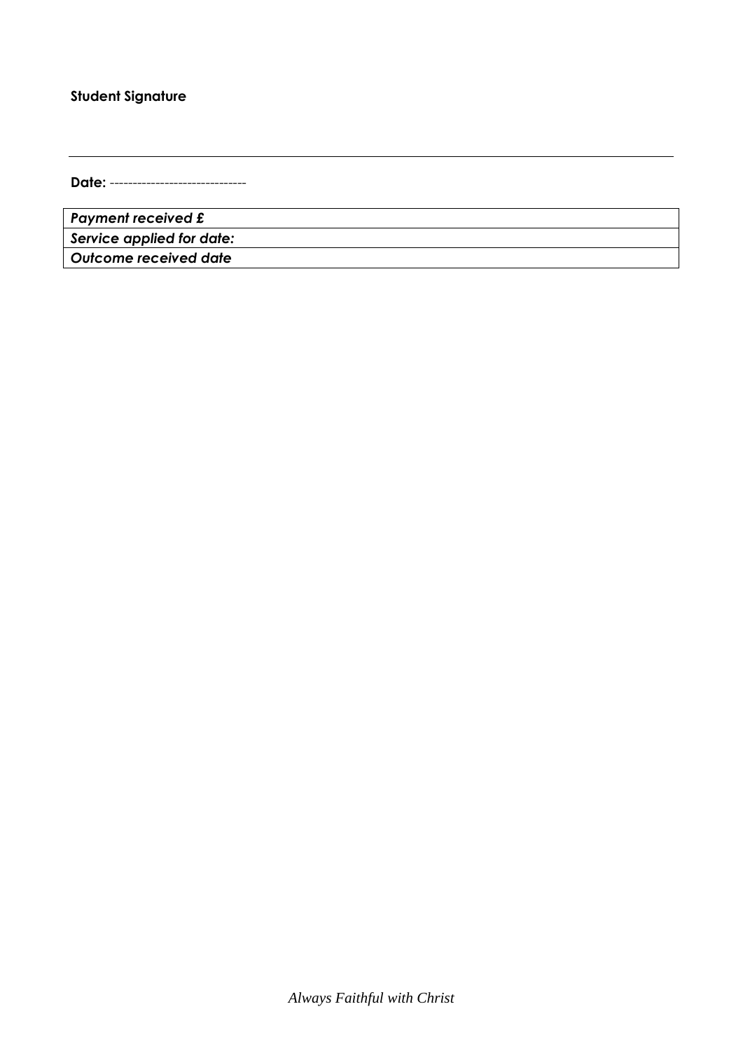**Student Signature**

---

**Date:** ------------------------------

| |
|---|
| ***Payment received £*** |
| ***Service applied for date:*** |
| ***Outcome received date*** |

*Always Faithful with Christ*